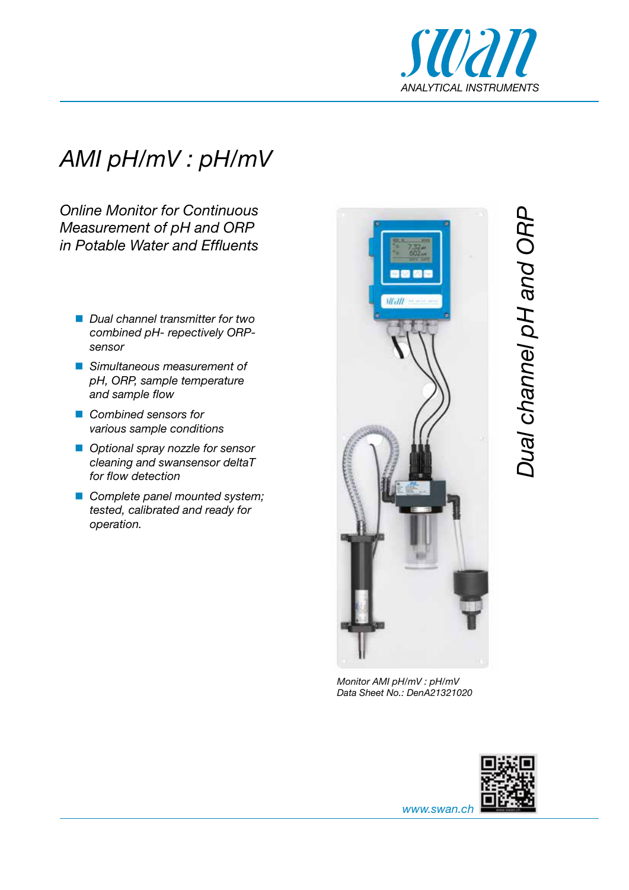# AMI pH/mV : pH/mV

*Online Monitor for Continuous Measurement of pH and ORP in Potable Water and Effluents*

- *Dual channel transmitter for two combined pH- repectively ORP-sensor*
- *Simultaneous measurement of pH, ORP, sample temperature and sample flow*
- *Combined sensors for various sample conditions*
- *Optional spray nozzle for sensor cleaning and swansensor deltaT for flow detection*
- *Complete panel mounted system; tested, calibrated and ready for operation.*

*Dual channel pH and ORP*

*Monitor AMI pH/mV : pH/mV*
*Data Sheet No.: DenA21321020*

www.swan.ch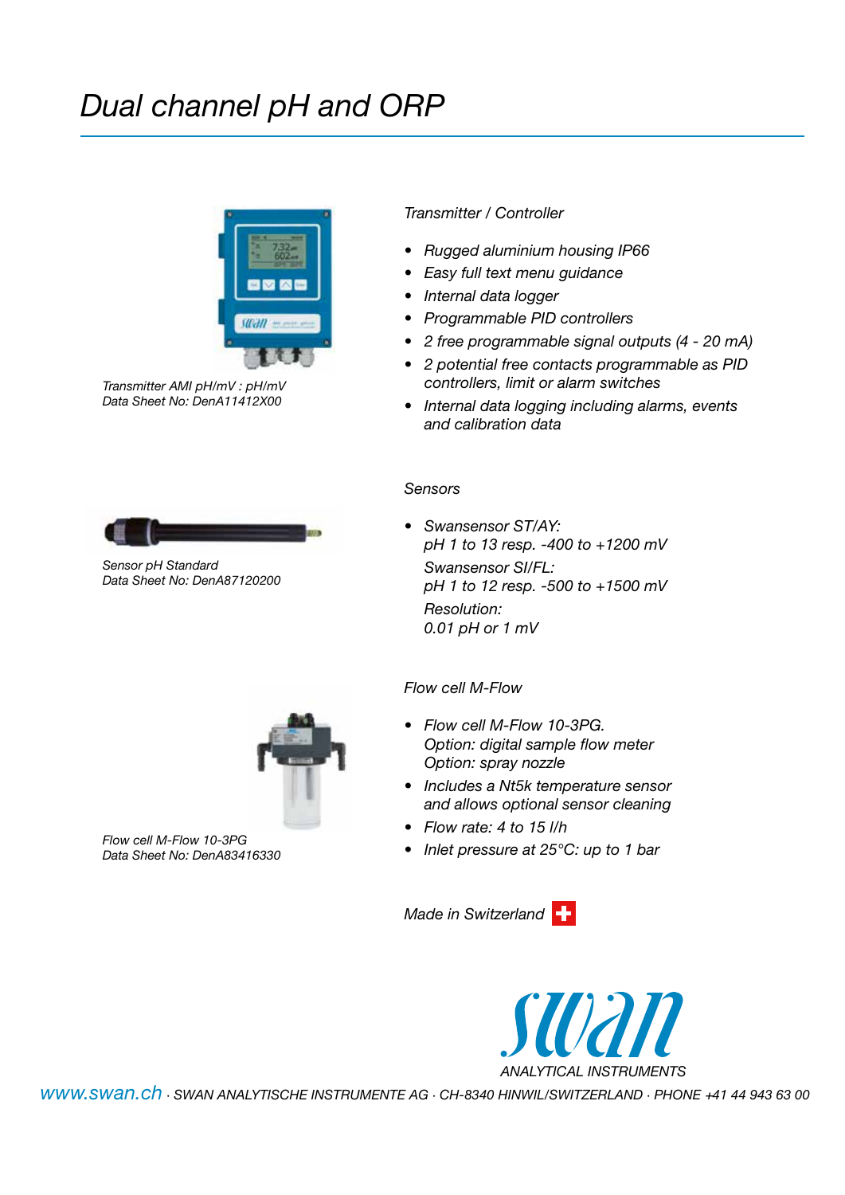# Dual channel pH and ORP

Transmitter AMI pH/mV : pH/mV
Data Sheet No: DenA11412X00

*Transmitter / Controller*

- Rugged aluminium housing IP66
- Easy full text menu guidance
- Internal data logger
- Programmable PID controllers
- 2 free programmable signal outputs (4 - 20 mA)
- 2 potential free contacts programmable as PID controllers, limit or alarm switches
- Internal data logging including alarms, events and calibration data

Sensor pH Standard
Data Sheet No: DenA87120200

*Sensors*

- Swansensor ST/AY:
  pH 1 to 13 resp. -400 to +1200 mV
  Swansensor SI/FL:
  pH 1 to 12 resp. -500 to +1500 mV
  Resolution:
  0.01 pH or 1 mV

Flow cell M-Flow 10-3PG
Data Sheet No: DenA83416330

*Flow cell M-Flow*

- Flow cell M-Flow 10-3PG.
  Option: digital sample flow meter
  Option: spray nozzle
- Includes a Nt5k temperature sensor and allows optional sensor cleaning
- Flow rate: 4 to 15 l/h
- Inlet pressure at 25°C: up to 1 bar

Made in Switzerland

swan
ANALYTICAL INSTRUMENTS

www.swan.ch · SWAN ANALYTISCHE INSTRUMENTE AG · CH-8340 HINWIL/SWITZERLAND · PHONE +41 44 943 63 00